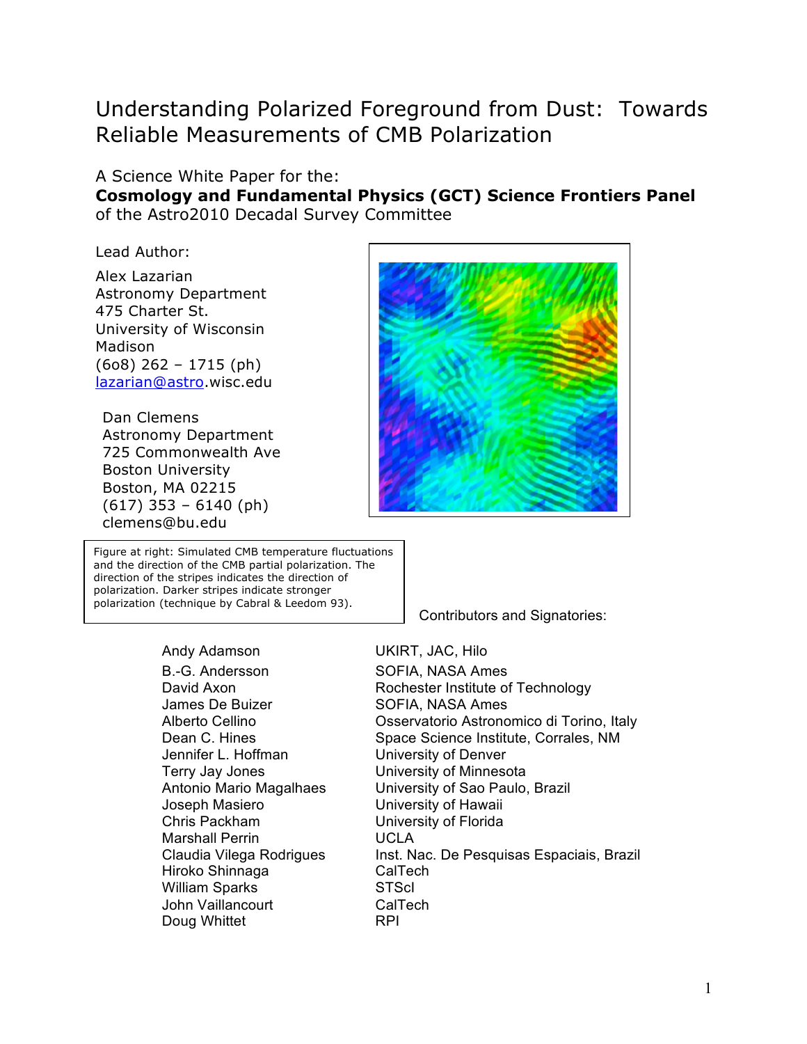# Understanding Polarized Foreground from Dust: Towards Reliable Measurements of CMB Polarization

A Science White Paper for the:

**Cosmology and Fundamental Physics (GCT) Science Frontiers Panel**

of the Astro2010 Decadal Survey Committee

Lead Author:

Alex Lazarian
Astronomy Department
475 Charter St.
University of Wisconsin
Madison
(608) 262 – 1715 (ph)
lazarian@astro.wisc.edu

Dan Clemens
Astronomy Department
725 Commonwealth Ave
Boston University
Boston, MA 02215
(617) 353 – 6140 (ph)
clemens@bu.edu

Figure at right: Simulated CMB temperature fluctuations and the direction of the CMB partial polarization. The direction of the stripes indicates the direction of polarization. Darker stripes indicate stronger polarization (technique by Cabral & Leedom 93).

Contributors and Signatories:

| | |
|---|---|
| Andy Adamson | UKIRT, JAC, Hilo |
| B.-G. Andersson | SOFIA, NASA Ames |
| David Axon | Rochester Institute of Technology |
| James De Buizer | SOFIA, NASA Ames |
| Alberto Cellino | Osservatorio Astronomico di Torino, Italy |
| Dean C. Hines | Space Science Institute, Corrales, NM |
| Jennifer L. Hoffman | University of Denver |
| Terry Jay Jones | University of Minnesota |
| Antonio Mario Magalhaes | University of Sao Paulo, Brazil |
| Joseph Masiero | University of Hawaii |
| Chris Packham | University of Florida |
| Marshall Perrin | UCLA |
| Claudia Vilega Rodrigues | Inst. Nac. De Pesquisas Espaciais, Brazil |
| Hiroko Shinnaga | CalTech |
| William Sparks | STScI |
| John Vaillancourt | CalTech |
| Doug Whittet | RPI |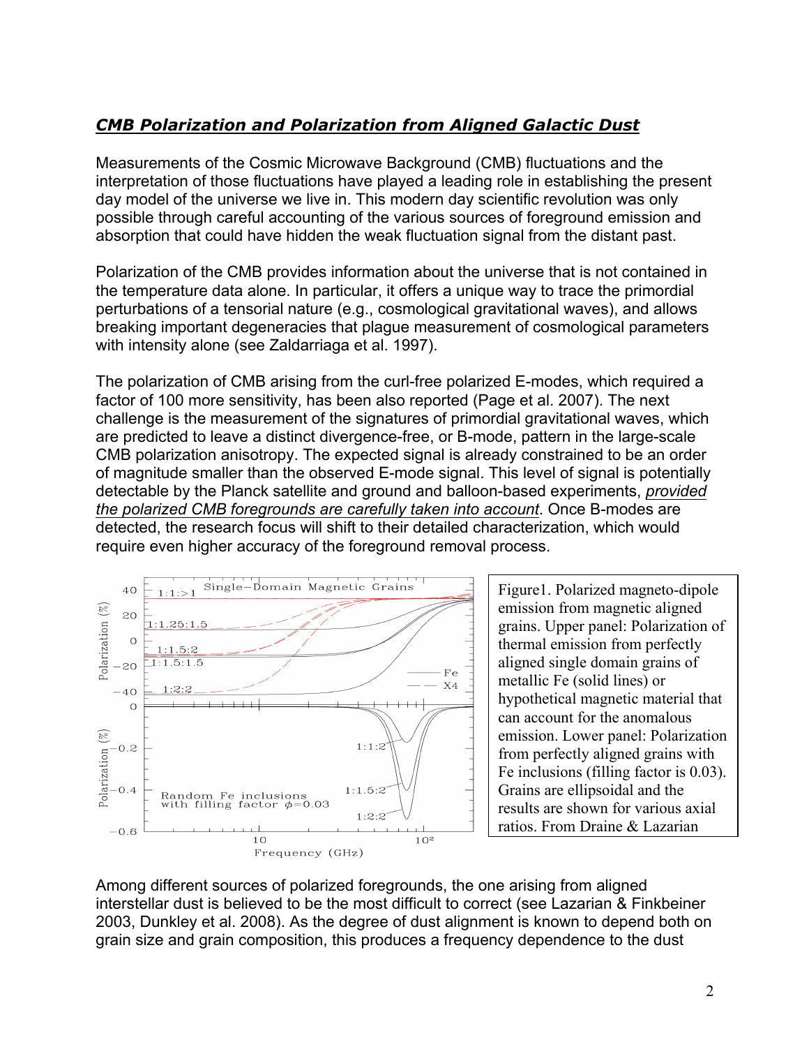## *CMB Polarization and Polarization from Aligned Galactic Dust*

Measurements of the Cosmic Microwave Background (CMB) fluctuations and the interpretation of those fluctuations have played a leading role in establishing the present day model of the universe we live in. This modern day scientific revolution was only possible through careful accounting of the various sources of foreground emission and absorption that could have hidden the weak fluctuation signal from the distant past.

Polarization of the CMB provides information about the universe that is not contained in the temperature data alone. In particular, it offers a unique way to trace the primordial perturbations of a tensorial nature (e.g., cosmological gravitational waves), and allows breaking important degeneracies that plague measurement of cosmological parameters with intensity alone (see Zaldarriaga et al. 1997).

The polarization of CMB arising from the curl-free polarized E-modes, which required a factor of 100 more sensitivity, has been also reported (Page et al. 2007). The next challenge is the measurement of the signatures of primordial gravitational waves, which are predicted to leave a distinct divergence-free, or B-mode, pattern in the large-scale CMB polarization anisotropy. The expected signal is already constrained to be an order of magnitude smaller than the observed E-mode signal. This level of signal is potentially detectable by the Planck satellite and ground and balloon-based experiments, *provided the polarized CMB foregrounds are carefully taken into account*. Once B-modes are detected, the research focus will shift to their detailed characterization, which would require even higher accuracy of the foreground removal process.

Figure1. Polarized magneto-dipole emission from magnetic aligned grains. Upper panel: Polarization of thermal emission from perfectly aligned single domain grains of metallic Fe (solid lines) or hypothetical magnetic material that can account for the anomalous emission. Lower panel: Polarization from perfectly aligned grains with Fe inclusions (filling factor is 0.03). Grains are ellipsoidal and the results are shown for various axial ratios. From Draine & Lazarian

Among different sources of polarized foregrounds, the one arising from aligned interstellar dust is believed to be the most difficult to correct (see Lazarian & Finkbeiner 2003, Dunkley et al. 2008). As the degree of dust alignment is known to depend both on grain size and grain composition, this produces a frequency dependence to the dust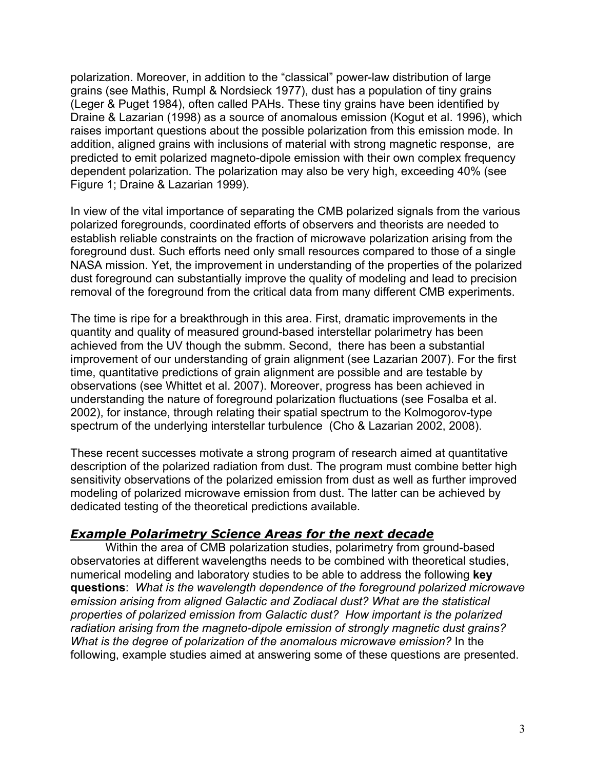polarization. Moreover, in addition to the "classical" power-law distribution of large grains (see Mathis, Rumpl & Nordsieck 1977), dust has a population of tiny grains (Leger & Puget 1984), often called PAHs. These tiny grains have been identified by Draine & Lazarian (1998) as a source of anomalous emission (Kogut et al. 1996), which raises important questions about the possible polarization from this emission mode. In addition, aligned grains with inclusions of material with strong magnetic response, are predicted to emit polarized magneto-dipole emission with their own complex frequency dependent polarization. The polarization may also be very high, exceeding 40% (see Figure 1; Draine & Lazarian 1999).

In view of the vital importance of separating the CMB polarized signals from the various polarized foregrounds, coordinated efforts of observers and theorists are needed to establish reliable constraints on the fraction of microwave polarization arising from the foreground dust. Such efforts need only small resources compared to those of a single NASA mission. Yet, the improvement in understanding of the properties of the polarized dust foreground can substantially improve the quality of modeling and lead to precision removal of the foreground from the critical data from many different CMB experiments.

The time is ripe for a breakthrough in this area. First, dramatic improvements in the quantity and quality of measured ground-based interstellar polarimetry has been achieved from the UV though the submm. Second, there has been a substantial improvement of our understanding of grain alignment (see Lazarian 2007). For the first time, quantitative predictions of grain alignment are possible and are testable by observations (see Whittet et al. 2007). Moreover, progress has been achieved in understanding the nature of foreground polarization fluctuations (see Fosalba et al. 2002), for instance, through relating their spatial spectrum to the Kolmogorov-type spectrum of the underlying interstellar turbulence (Cho & Lazarian 2002, 2008).

These recent successes motivate a strong program of research aimed at quantitative description of the polarized radiation from dust. The program must combine better high sensitivity observations of the polarized emission from dust as well as further improved modeling of polarized microwave emission from dust. The latter can be achieved by dedicated testing of the theoretical predictions available.

## ***Example Polarimetry Science Areas for the next decade***

Within the area of CMB polarization studies, polarimetry from ground-based observatories at different wavelengths needs to be combined with theoretical studies, numerical modeling and laboratory studies to be able to address the following **key questions**: *What is the wavelength dependence of the foreground polarized microwave emission arising from aligned Galactic and Zodiacal dust? What are the statistical properties of polarized emission from Galactic dust? How important is the polarized radiation arising from the magneto-dipole emission of strongly magnetic dust grains? What is the degree of polarization of the anomalous microwave emission?* In the following, example studies aimed at answering some of these questions are presented.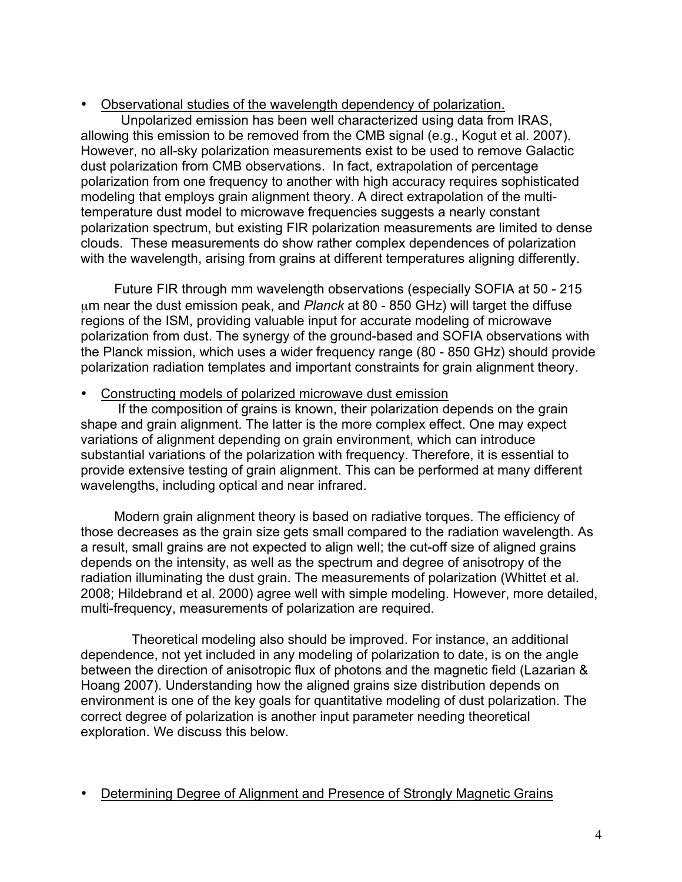- <u>Observational studies of the wavelength dependency of polarization.</u>

Unpolarized emission has been well characterized using data from IRAS, allowing this emission to be removed from the CMB signal (e.g., Kogut et al. 2007). However, no all-sky polarization measurements exist to be used to remove Galactic dust polarization from CMB observations. In fact, extrapolation of percentage polarization from one frequency to another with high accuracy requires sophisticated modeling that employs grain alignment theory. A direct extrapolation of the multi-temperature dust model to microwave frequencies suggests a nearly constant polarization spectrum, but existing FIR polarization measurements are limited to dense clouds. These measurements do show rather complex dependences of polarization with the wavelength, arising from grains at different temperatures aligning differently.

Future FIR through mm wavelength observations (especially SOFIA at 50 - 215 $\mu$m near the dust emission peak, and *Planck* at 80 - 850 GHz) will target the diffuse regions of the ISM, providing valuable input for accurate modeling of microwave polarization from dust. The synergy of the ground-based and SOFIA observations with the Planck mission, which uses a wider frequency range (80 - 850 GHz) should provide polarization radiation templates and important constraints for grain alignment theory.

- <u>Constructing models of polarized microwave dust emission</u>

If the composition of grains is known, their polarization depends on the grain shape and grain alignment. The latter is the more complex effect. One may expect variations of alignment depending on grain environment, which can introduce substantial variations of the polarization with frequency. Therefore, it is essential to provide extensive testing of grain alignment. This can be performed at many different wavelengths, including optical and near infrared.

Modern grain alignment theory is based on radiative torques. The efficiency of those decreases as the grain size gets small compared to the radiation wavelength. As a result, small grains are not expected to align well; the cut-off size of aligned grains depends on the intensity, as well as the spectrum and degree of anisotropy of the radiation illuminating the dust grain. The measurements of polarization (Whittet et al. 2008; Hildebrand et al. 2000) agree well with simple modeling. However, more detailed, multi-frequency, measurements of polarization are required.

Theoretical modeling also should be improved. For instance, an additional dependence, not yet included in any modeling of polarization to date, is on the angle between the direction of anisotropic flux of photons and the magnetic field (Lazarian & Hoang 2007). Understanding how the aligned grains size distribution depends on environment is one of the key goals for quantitative modeling of dust polarization. The correct degree of polarization is another input parameter needing theoretical exploration. We discuss this below.

- <u>Determining Degree of Alignment and Presence of Strongly Magnetic Grains</u>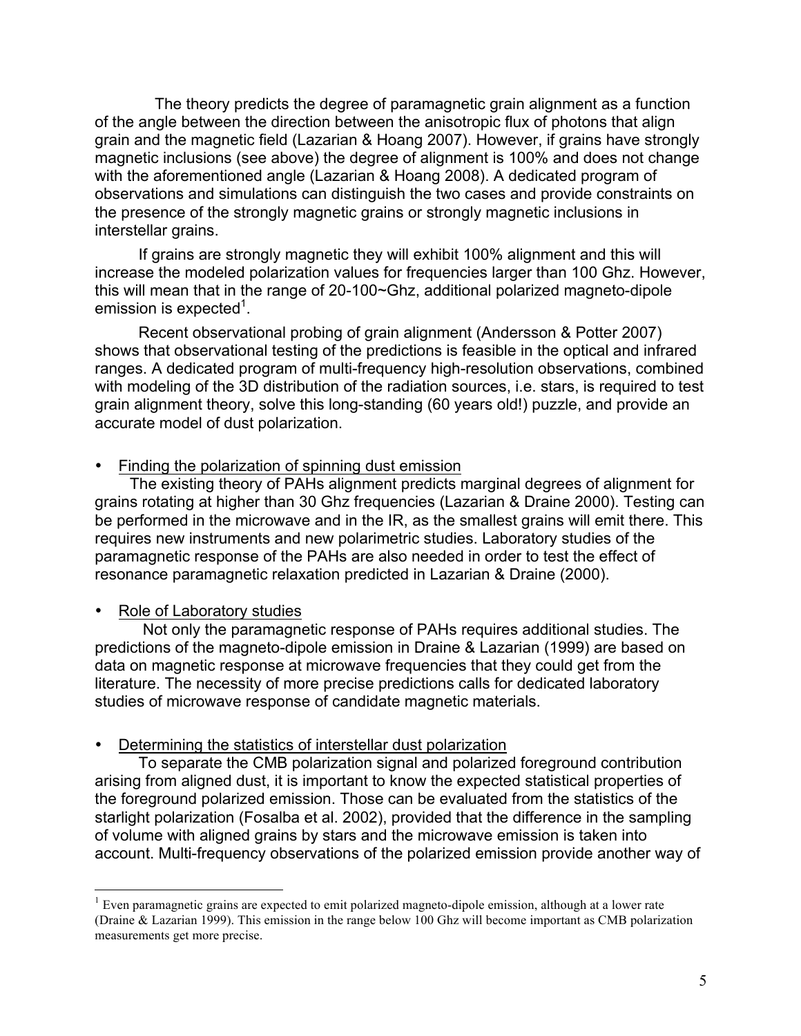The theory predicts the degree of paramagnetic grain alignment as a function of the angle between the direction between the anisotropic flux of photons that align grain and the magnetic field (Lazarian & Hoang 2007). However, if grains have strongly magnetic inclusions (see above) the degree of alignment is 100% and does not change with the aforementioned angle (Lazarian & Hoang 2008). A dedicated program of observations and simulations can distinguish the two cases and provide constraints on the presence of the strongly magnetic grains or strongly magnetic inclusions in interstellar grains.

If grains are strongly magnetic they will exhibit 100% alignment and this will increase the modeled polarization values for frequencies larger than 100 Ghz. However, this will mean that in the range of 20-100~Ghz, additional polarized magneto-dipole emission is expected[1].

Recent observational probing of grain alignment (Andersson & Potter 2007) shows that observational testing of the predictions is feasible in the optical and infrared ranges. A dedicated program of multi-frequency high-resolution observations, combined with modeling of the 3D distribution of the radiation sources, i.e. stars, is required to test grain alignment theory, solve this long-standing (60 years old!) puzzle, and provide an accurate model of dust polarization.

- Finding the polarization of spinning dust emission

The existing theory of PAHs alignment predicts marginal degrees of alignment for grains rotating at higher than 30 Ghz frequencies (Lazarian & Draine 2000). Testing can be performed in the microwave and in the IR, as the smallest grains will emit there. This requires new instruments and new polarimetric studies. Laboratory studies of the paramagnetic response of the PAHs are also needed in order to test the effect of resonance paramagnetic relaxation predicted in Lazarian & Draine (2000).

- Role of Laboratory studies

Not only the paramagnetic response of PAHs requires additional studies. The predictions of the magneto-dipole emission in Draine & Lazarian (1999) are based on data on magnetic response at microwave frequencies that they could get from the literature. The necessity of more precise predictions calls for dedicated laboratory studies of microwave response of candidate magnetic materials.

- Determining the statistics of interstellar dust polarization

To separate the CMB polarization signal and polarized foreground contribution arising from aligned dust, it is important to know the expected statistical properties of the foreground polarized emission. Those can be evaluated from the statistics of the starlight polarization (Fosalba et al. 2002), provided that the difference in the sampling of volume with aligned grains by stars and the microwave emission is taken into account. Multi-frequency observations of the polarized emission provide another way of

---

[1] Even paramagnetic grains are expected to emit polarized magneto-dipole emission, although at a lower rate (Draine & Lazarian 1999). This emission in the range below 100 Ghz will become important as CMB polarization measurements get more precise.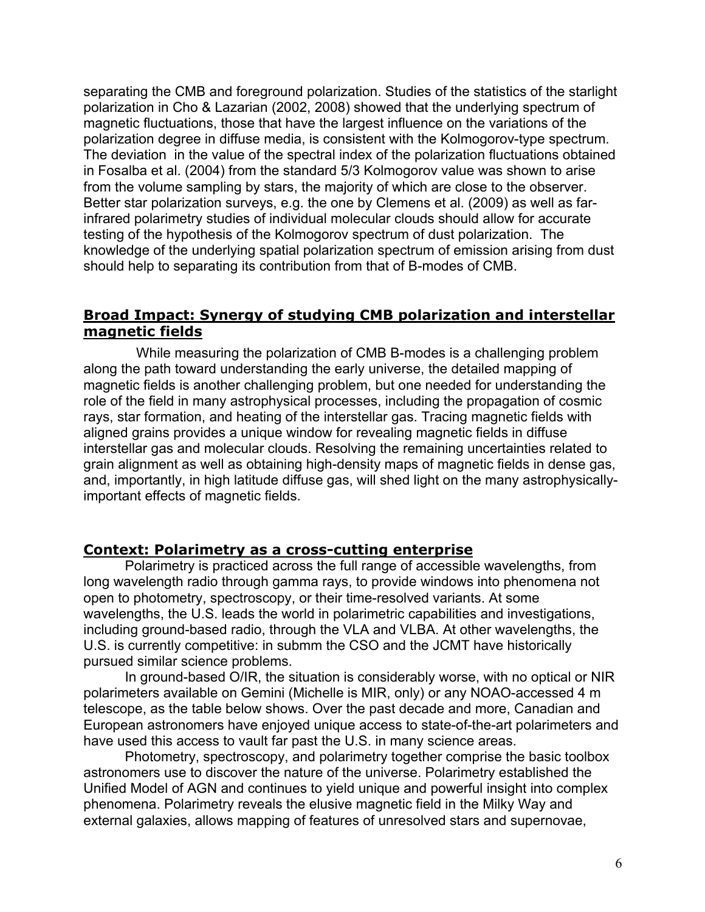separating the CMB and foreground polarization. Studies of the statistics of the starlight polarization in Cho & Lazarian (2002, 2008) showed that the underlying spectrum of magnetic fluctuations, those that have the largest influence on the variations of the polarization degree in diffuse media, is consistent with the Kolmogorov-type spectrum. The deviation in the value of the spectral index of the polarization fluctuations obtained in Fosalba et al. (2004) from the standard 5/3 Kolmogorov value was shown to arise from the volume sampling by stars, the majority of which are close to the observer. Better star polarization surveys, e.g. the one by Clemens et al. (2009) as well as far-infrared polarimetry studies of individual molecular clouds should allow for accurate testing of the hypothesis of the Kolmogorov spectrum of dust polarization. The knowledge of the underlying spatial polarization spectrum of emission arising from dust should help to separating its contribution from that of B-modes of CMB.

## Broad Impact: Synergy of studying CMB polarization and interstellar magnetic fields

While measuring the polarization of CMB B-modes is a challenging problem along the path toward understanding the early universe, the detailed mapping of magnetic fields is another challenging problem, but one needed for understanding the role of the field in many astrophysical processes, including the propagation of cosmic rays, star formation, and heating of the interstellar gas. Tracing magnetic fields with aligned grains provides a unique window for revealing magnetic fields in diffuse interstellar gas and molecular clouds. Resolving the remaining uncertainties related to grain alignment as well as obtaining high-density maps of magnetic fields in dense gas, and, importantly, in high latitude diffuse gas, will shed light on the many astrophysically-important effects of magnetic fields.

## Context: Polarimetry as a cross-cutting enterprise

Polarimetry is practiced across the full range of accessible wavelengths, from long wavelength radio through gamma rays, to provide windows into phenomena not open to photometry, spectroscopy, or their time-resolved variants. At some wavelengths, the U.S. leads the world in polarimetric capabilities and investigations, including ground-based radio, through the VLA and VLBA. At other wavelengths, the U.S. is currently competitive: in submm the CSO and the JCMT have historically pursued similar science problems.

In ground-based O/IR, the situation is considerably worse, with no optical or NIR polarimeters available on Gemini (Michelle is MIR, only) or any NOAO-accessed 4 m telescope, as the table below shows. Over the past decade and more, Canadian and European astronomers have enjoyed unique access to state-of-the-art polarimeters and have used this access to vault far past the U.S. in many science areas.

Photometry, spectroscopy, and polarimetry together comprise the basic toolbox astronomers use to discover the nature of the universe. Polarimetry established the Unified Model of AGN and continues to yield unique and powerful insight into complex phenomena. Polarimetry reveals the elusive magnetic field in the Milky Way and external galaxies, allows mapping of features of unresolved stars and supernovae,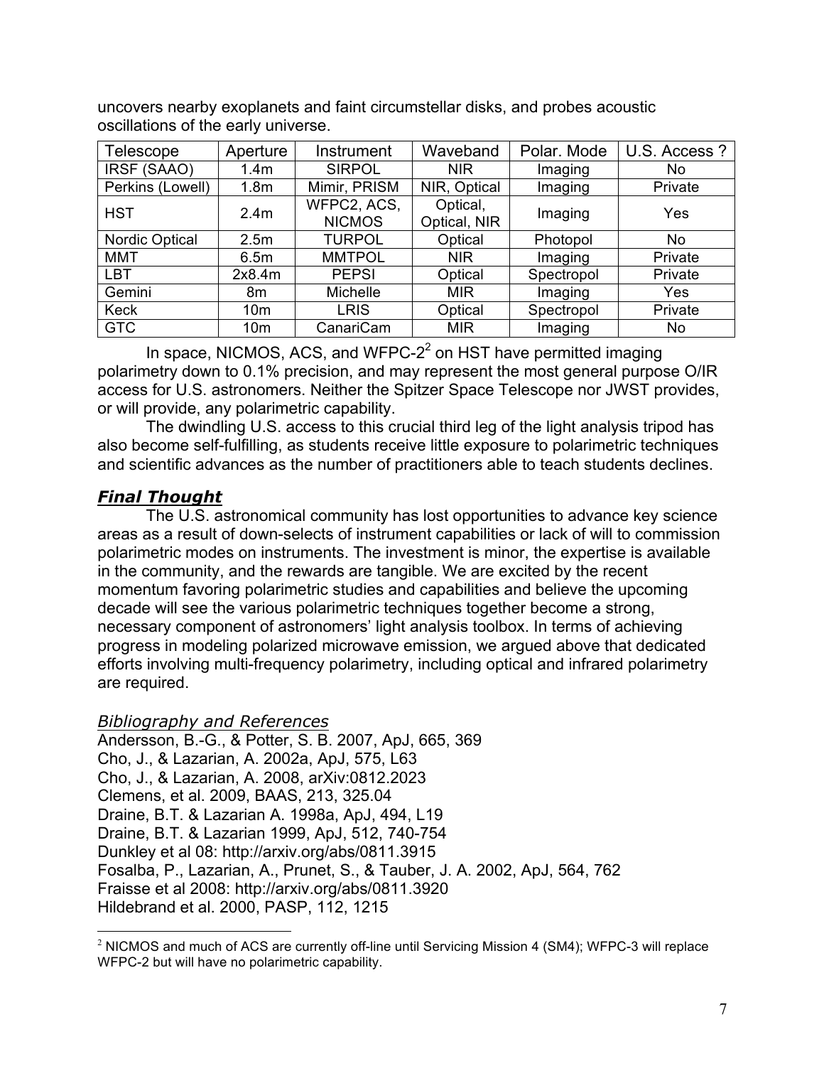uncovers nearby exoplanets and faint circumstellar disks, and probes acoustic oscillations of the early universe.

| Telescope | Aperture | Instrument | Waveband | Polar. Mode | U.S. Access ? |
|---|---|---|---|---|---|
| IRSF (SAAO) | 1.4m | SIRPOL | NIR | Imaging | No |
| Perkins (Lowell) | 1.8m | Mimir, PRISM | NIR, Optical | Imaging | Private |
| HST | 2.4m | WFPC2, ACS, NICMOS | Optical, Optical, NIR | Imaging | Yes |
| Nordic Optical | 2.5m | TURPOL | Optical | Photopol | No |
| MMT | 6.5m | MMTPOL | NIR | Imaging | Private |
| LBT | 2x8.4m | PEPSI | Optical | Spectropol | Private |
| Gemini | 8m | Michelle | MIR | Imaging | Yes |
| Keck | 10m | LRIS | Optical | Spectropol | Private |
| GTC | 10m | CanariCam | MIR | Imaging | No |

In space, NICMOS, ACS, and WFPC-2[2] on HST have permitted imaging polarimetry down to 0.1% precision, and may represent the most general purpose O/IR access for U.S. astronomers. Neither the Spitzer Space Telescope nor JWST provides, or will provide, any polarimetric capability.

The dwindling U.S. access to this crucial third leg of the light analysis tripod has also become self-fulfilling, as students receive little exposure to polarimetric techniques and scientific advances as the number of practitioners able to teach students declines.

## ***Final Thought***

The U.S. astronomical community has lost opportunities to advance key science areas as a result of down-selects of instrument capabilities or lack of will to commission polarimetric modes on instruments. The investment is minor, the expertise is available in the community, and the rewards are tangible. We are excited by the recent momentum favoring polarimetric studies and capabilities and believe the upcoming decade will see the various polarimetric techniques together become a strong, necessary component of astronomers' light analysis toolbox. In terms of achieving progress in modeling polarized microwave emission, we argued above that dedicated efforts involving multi-frequency polarimetry, including optical and infrared polarimetry are required.

### *Bibliography and References*

Andersson, B.-G., & Potter, S. B. 2007, ApJ, 665, 369
Cho, J., & Lazarian, A. 2002a, ApJ, 575, L63
Cho, J., & Lazarian, A. 2008, arXiv:0812.2023
Clemens, et al. 2009, BAAS, 213, 325.04
Draine, B.T. & Lazarian A. 1998a, ApJ, 494, L19
Draine, B.T. & Lazarian 1999, ApJ, 512, 740-754
Dunkley et al 08: http://arxiv.org/abs/0811.3915
Fosalba, P., Lazarian, A., Prunet, S., & Tauber, J. A. 2002, ApJ, 564, 762
Fraisse et al 2008: http://arxiv.org/abs/0811.3920
Hildebrand et al. 2000, PASP, 112, 1215

[2] NICMOS and much of ACS are currently off-line until Servicing Mission 4 (SM4); WFPC-3 will replace WFPC-2 but will have no polarimetric capability.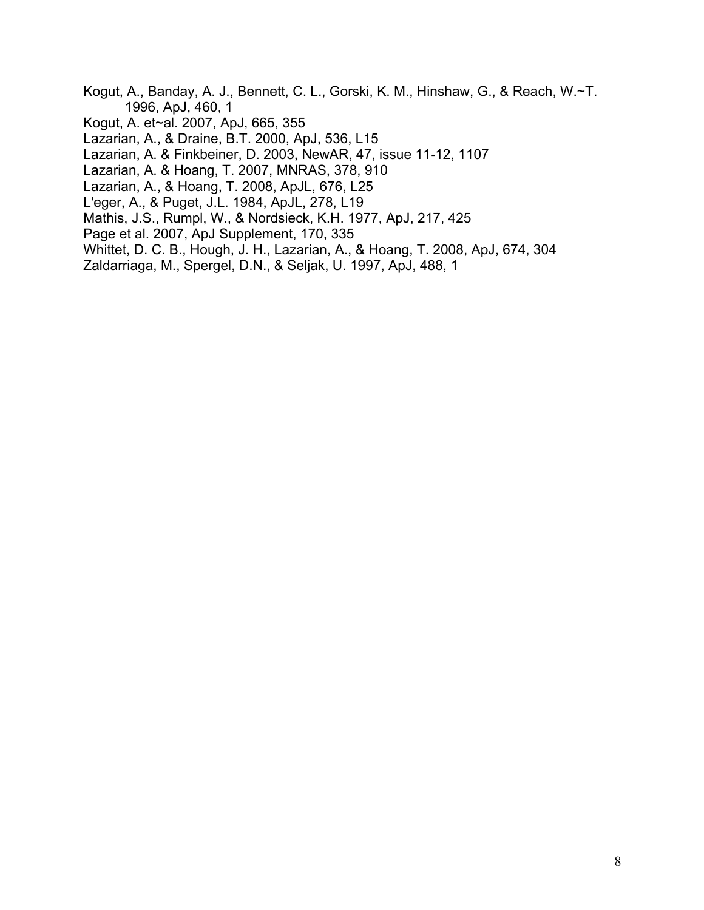Kogut, A., Banday, A. J., Bennett, C. L., Gorski, K. M., Hinshaw, G., & Reach, W.~T. 1996, ApJ, 460, 1

Kogut, A. et~al. 2007, ApJ, 665, 355

Lazarian, A., & Draine, B.T. 2000, ApJ, 536, L15

Lazarian, A. & Finkbeiner, D. 2003, NewAR, 47, issue 11-12, 1107

Lazarian, A. & Hoang, T. 2007, MNRAS, 378, 910

Lazarian, A., & Hoang, T. 2008, ApJL, 676, L25

L'eger, A., & Puget, J.L. 1984, ApJL, 278, L19

Mathis, J.S., Rumpl, W., & Nordsieck, K.H. 1977, ApJ, 217, 425

Page et al. 2007, ApJ Supplement, 170, 335

Whittet, D. C. B., Hough, J. H., Lazarian, A., & Hoang, T. 2008, ApJ, 674, 304

Zaldarriaga, M., Spergel, D.N., & Seljak, U. 1997, ApJ, 488, 1